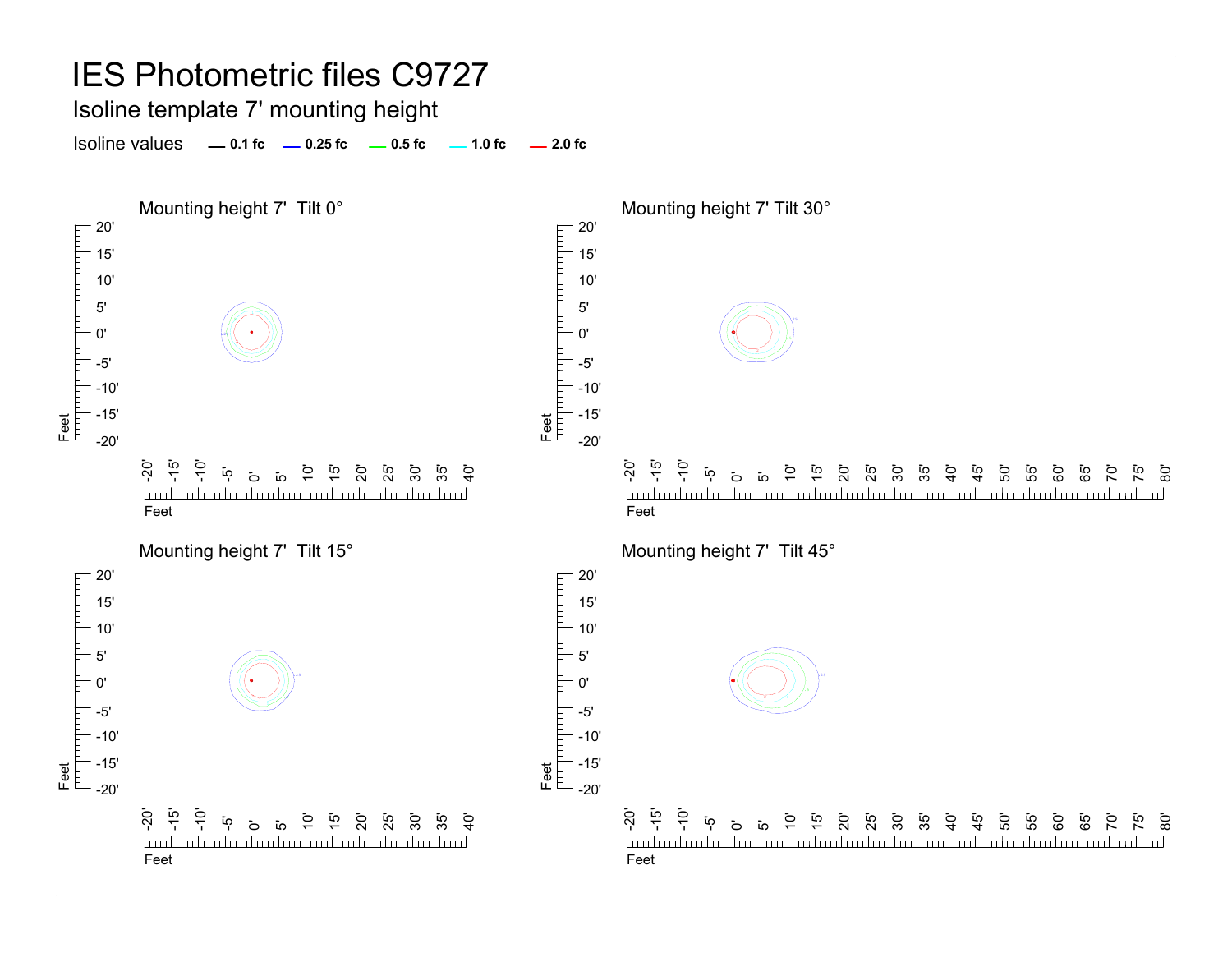# IES Photometric files C9727

## Isoline template 7' mounting height

Isoline values — 0.1 fc — 0.25 fc — 0.5 fc — 1.0 fc — 2.0 fc

### Mounting height 7' Tilt 0°

### Mounting height 7' Tilt 30°

### Mounting height 7' Tilt 15°

### Mounting height 7' Tilt 45°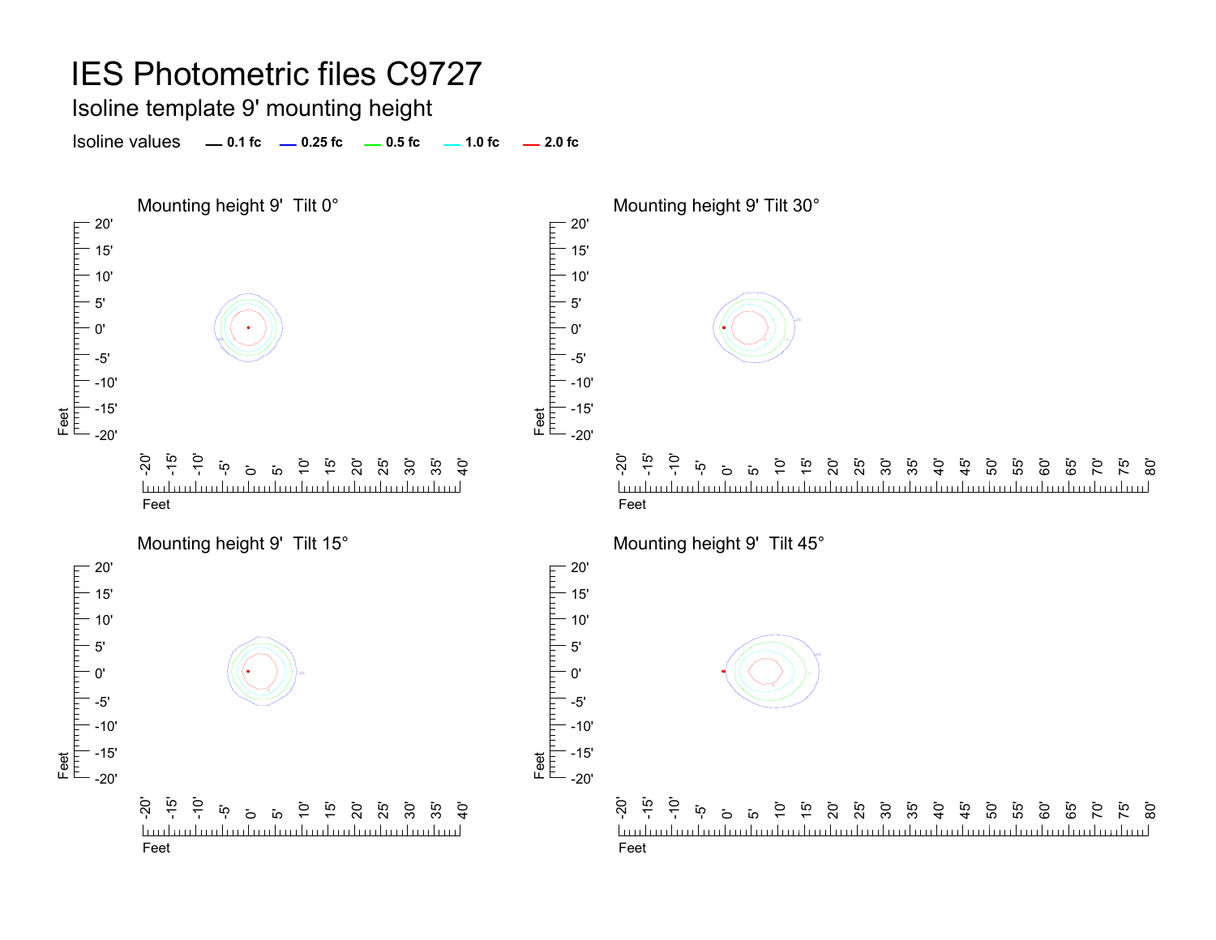# IES Photometric files C9727

## Isoline template 9' mounting height

Isoline values — 0.1 fc — 0.25 fc — 0.5 fc — 1.0 fc — 2.0 fc

### Mounting height 9' Tilt 0°

### Mounting height 9' Tilt 30°

### Mounting height 9' Tilt 15°

### Mounting height 9' Tilt 45°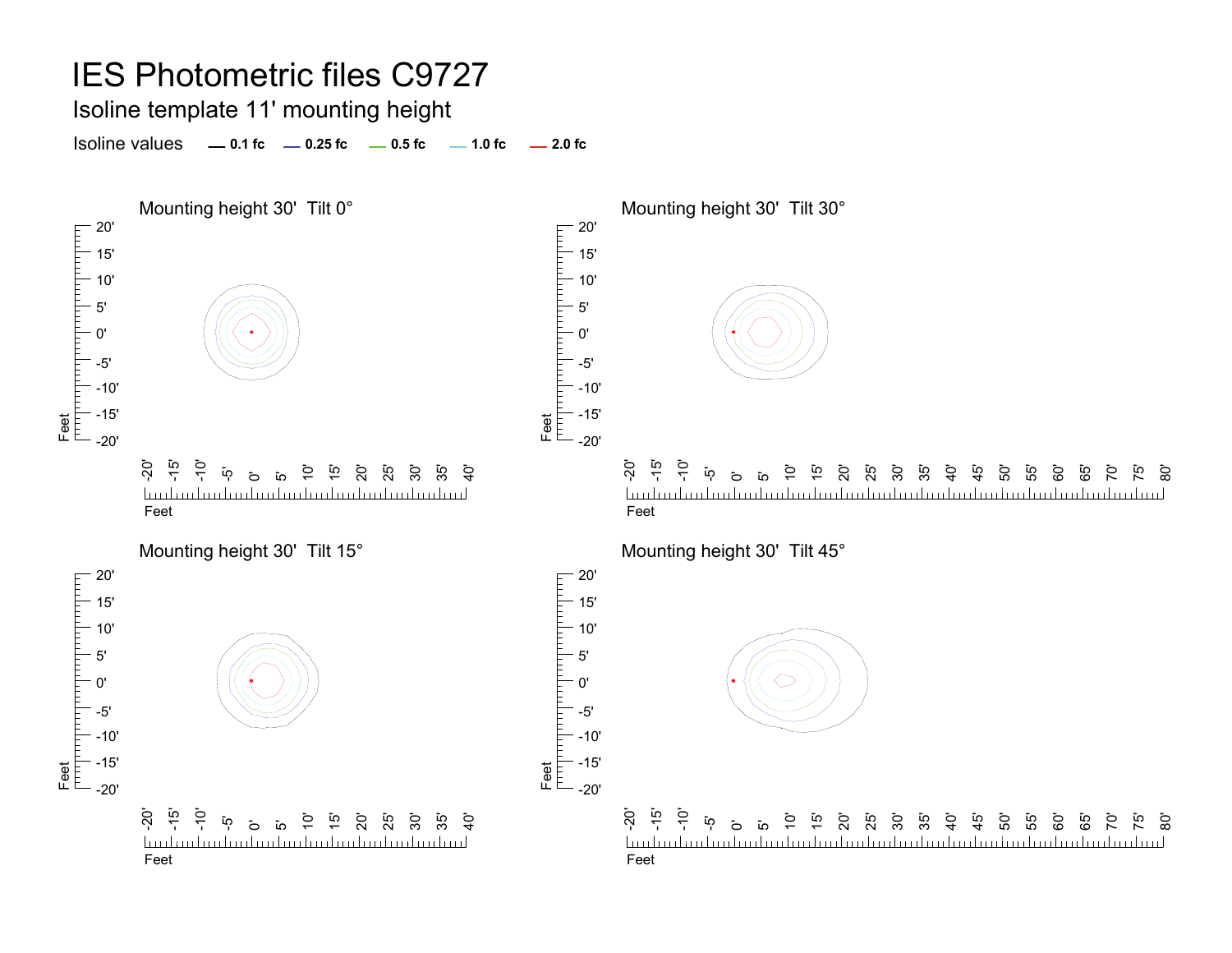# IES Photometric files C9727

## Isoline template 11' mounting height

Isoline values — 0.1 fc — 0.25 fc — 0.5 fc — 1.0 fc — 2.0 fc

### Mounting height 30' Tilt 0°

### Mounting height 30' Tilt 30°

### Mounting height 30' Tilt 15°

### Mounting height 30' Tilt 45°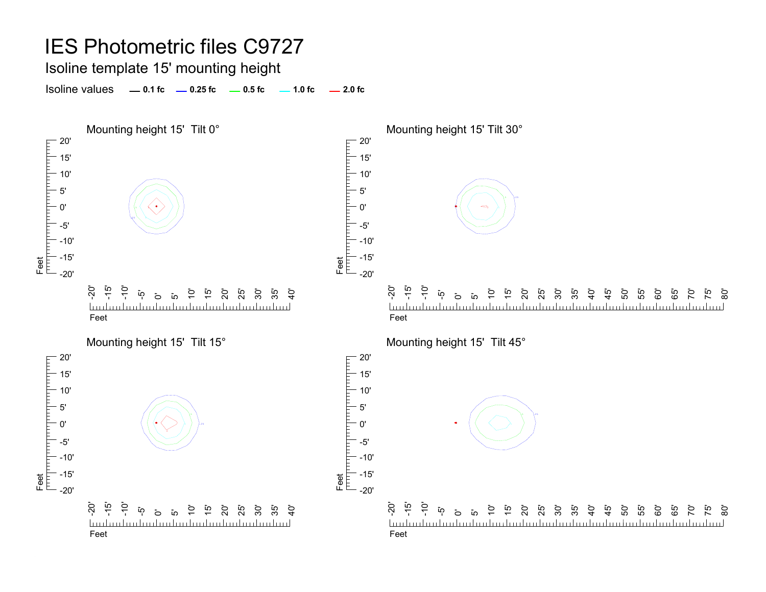# IES Photometric files C9727

## Isoline template 15' mounting height

Isoline values — 0.1 fc — 0.25 fc — 0.5 fc — 1.0 fc — 2.0 fc

### Mounting height 15' Tilt 0°

### Mounting height 15' Tilt 30°

### Mounting height 15' Tilt 15°

### Mounting height 15' Tilt 45°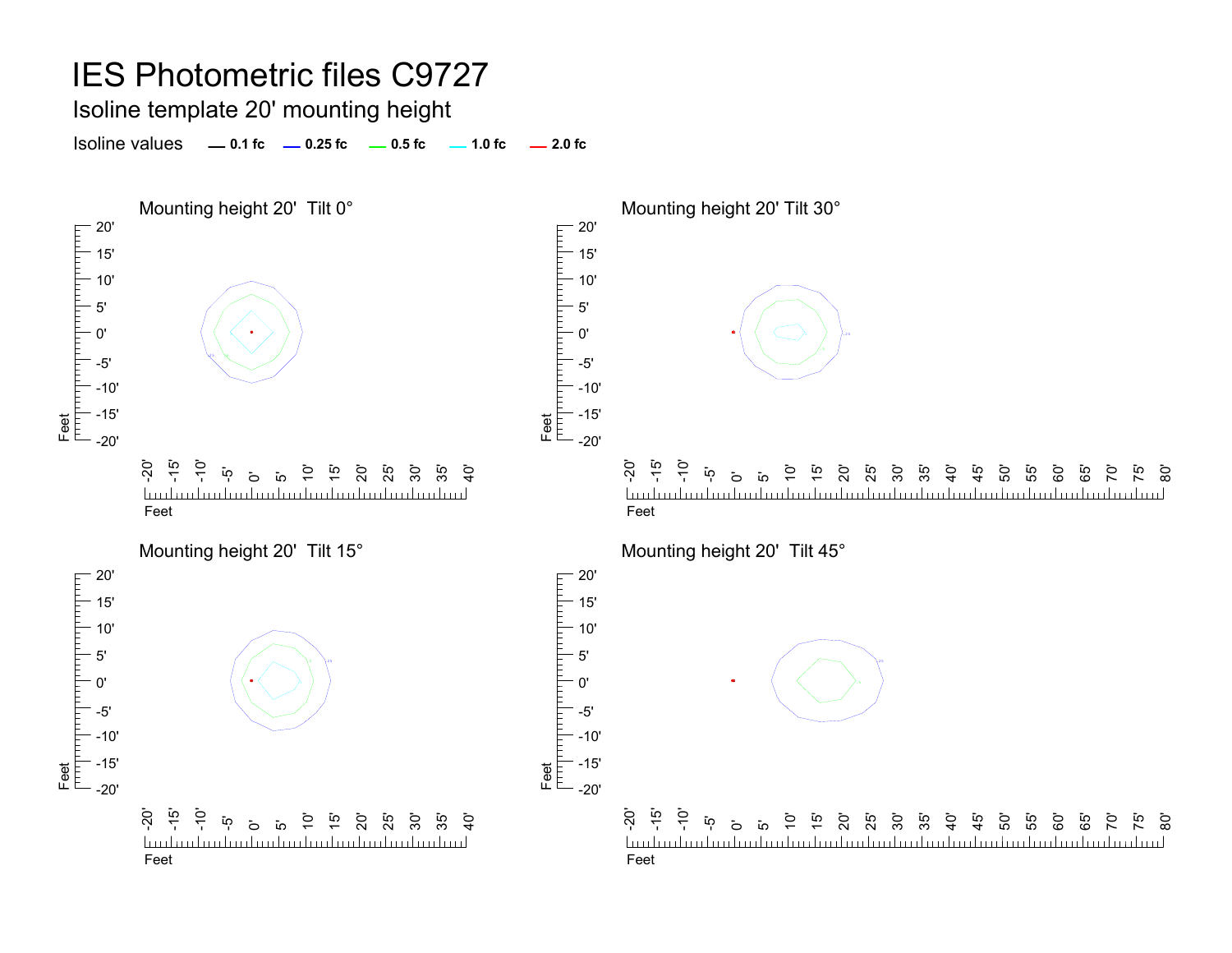# IES Photometric files C9727

## Isoline template 20' mounting height

Isoline values — 0.1 fc — 0.25 fc — 0.5 fc — 1.0 fc — 2.0 fc

### Mounting height 20' Tilt 0°

### Mounting height 20' Tilt 30°

### Mounting height 20' Tilt 15°

### Mounting height 20' Tilt 45°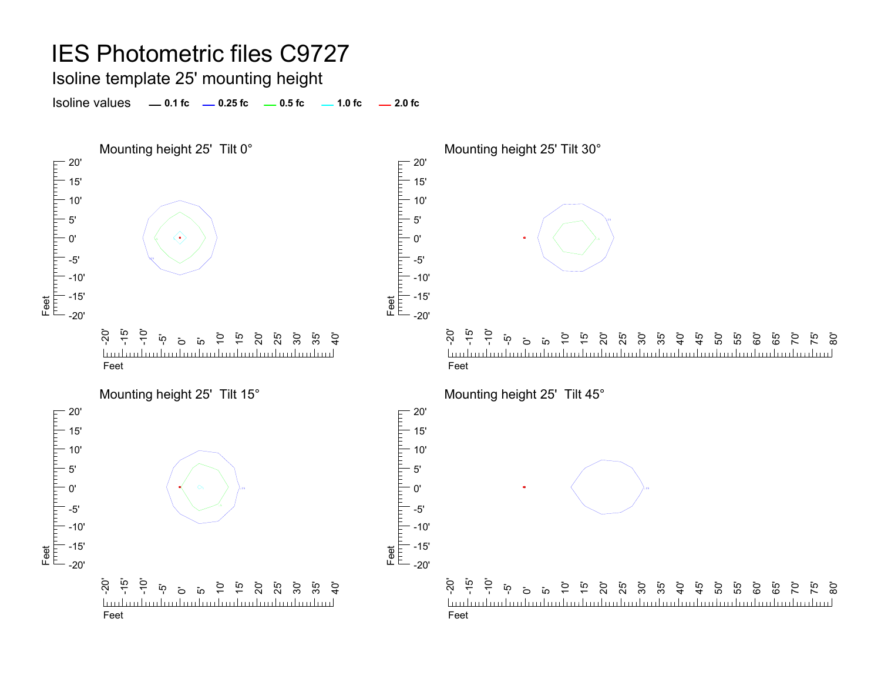# IES Photometric files C9727

## Isoline template 25' mounting height

Isoline values — 0.1 fc — 0.25 fc — 0.5 fc — 1.0 fc — 2.0 fc

### Mounting height 25' Tilt 0°

### Mounting height 25' Tilt 30°

### Mounting height 25' Tilt 15°

### Mounting height 25' Tilt 45°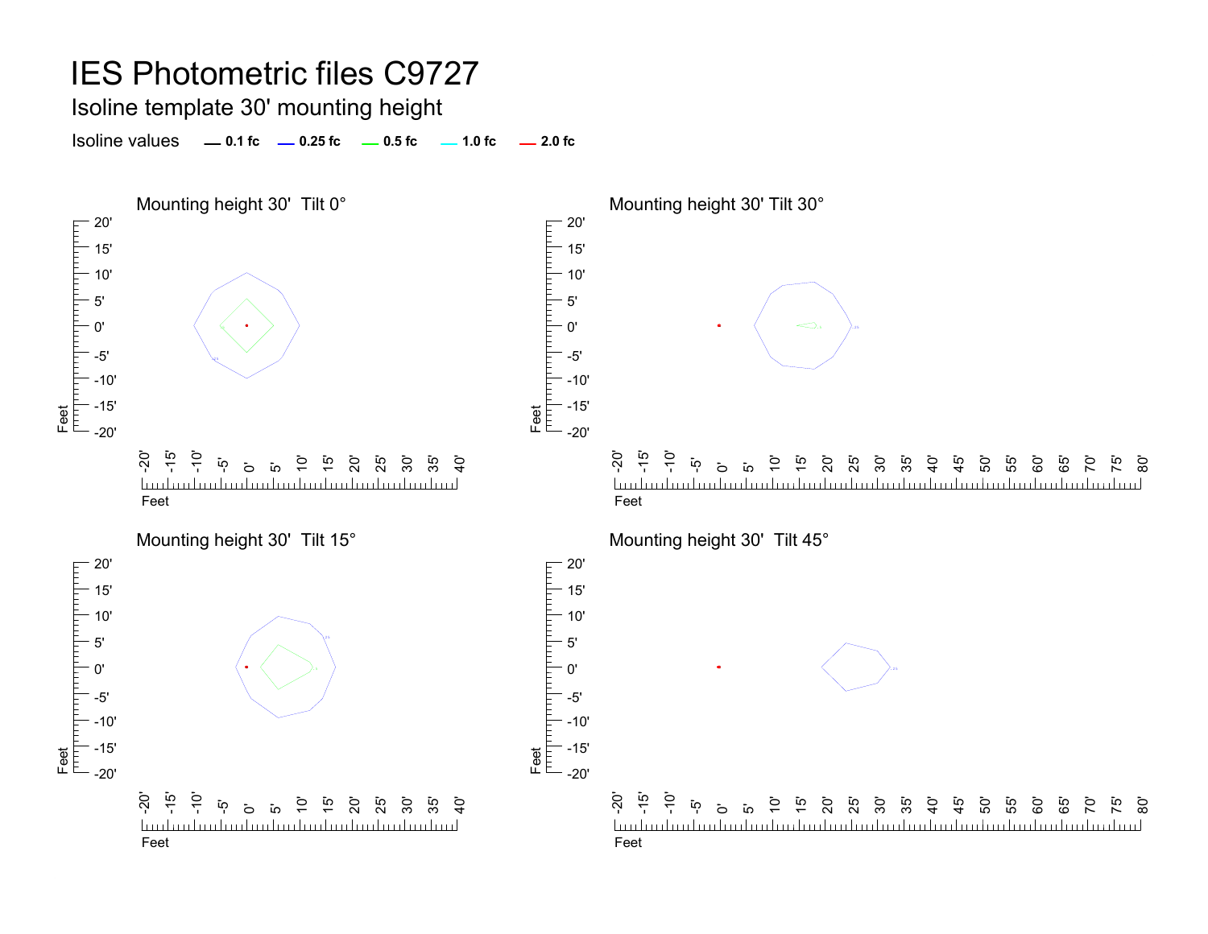# IES Photometric files C9727

## Isoline template 30' mounting height

Isoline values — 0.1 fc — 0.25 fc — 0.5 fc — 1.0 fc — 2.0 fc

### Mounting height 30' Tilt 0°

### Mounting height 30' Tilt 30°

### Mounting height 30' Tilt 15°

### Mounting height 30' Tilt 45°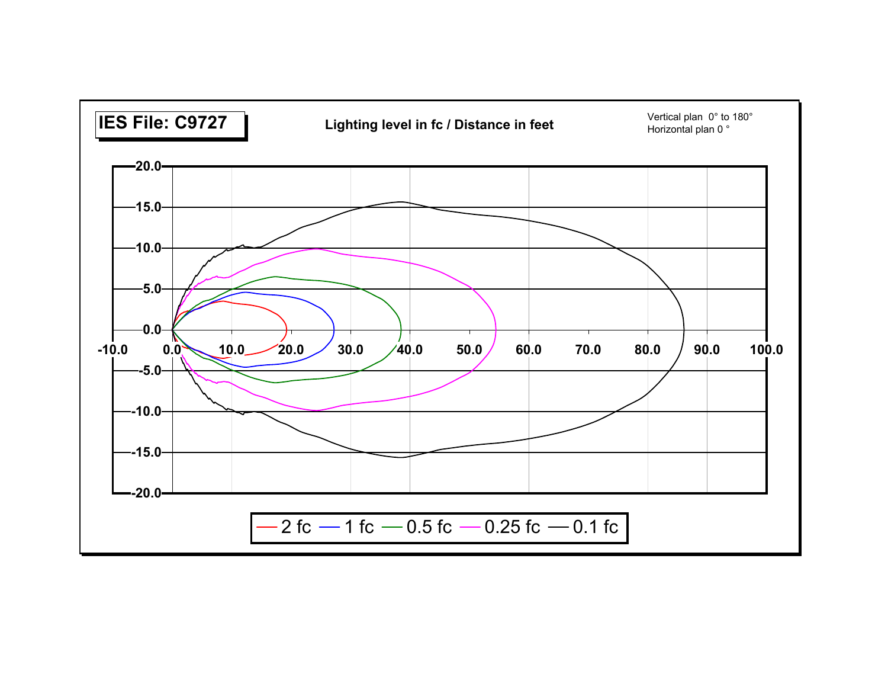IES File: C9727

Lighting level in fc / Distance in feet

Vertical plan 0° to 180°
Horizontal plan 0 °

20.0
15.0
10.0
5.0
0.0
-5.0
-10.0
-15.0
-20.0

-10.0
0.0
10.0
20.0
30.0
40.0
50.0
60.0
70.0
80.0
90.0
100.0

2 fc
1 fc
0.5 fc
0.25 fc
0.1 fc